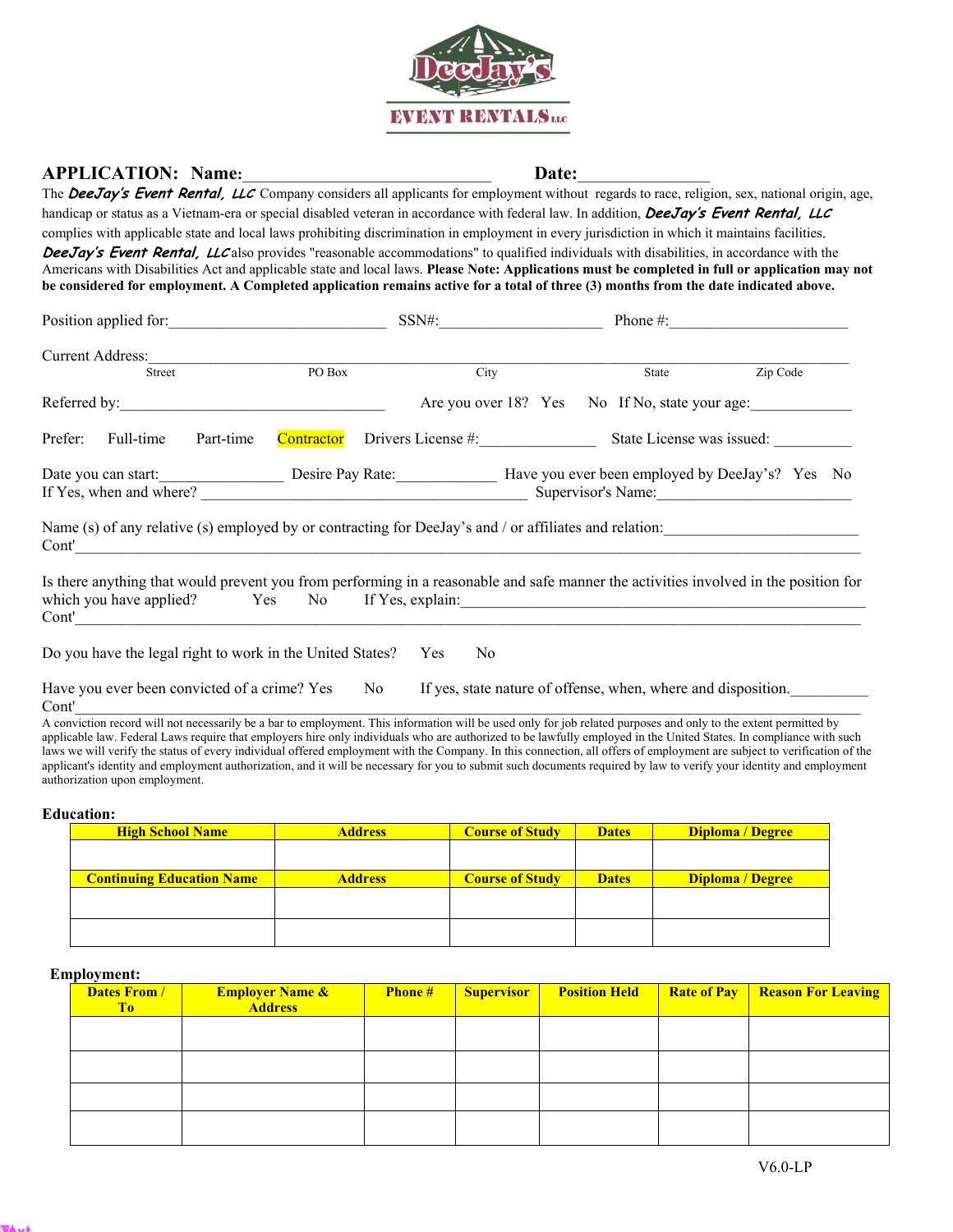DeeJay's EVENT RENTALS LLC

## APPLICATION: Name:______________________________ Date:________________

The ***DeeJay's Event Rental, LLC*** Company considers all applicants for employment without regards to race, religion, sex, national origin, age, handicap or status as a Vietnam-era or special disabled veteran in accordance with federal law. In addition, ***DeeJay's Event Rental, LLC*** complies with applicable state and local laws prohibiting discrimination in employment in every jurisdiction in which it maintains facilities. ***DeeJay's Event Rental, LLC*** also provides "reasonable accommodations" to qualified individuals with disabilities, in accordance with the Americans with Disabilities Act and applicable state and local laws. **Please Note: Applications must be completed in full or application may not be considered for employment. A Completed application remains active for a total of three (3) months from the date indicated above.**

Position applied for:____________________________ SSN#:_____________________ Phone #:_______________________

Current Address:_________________________________________________________________________________
Street PO Box City State Zip Code

Referred by:___________________________________ Are you over 18? Yes No If No, state your age:_____________

Prefer: Full-time Part-time Contractor Drivers License #:_______________ State License was issued: __________

Date you can start:________________ Desire Pay Rate:_____________ Have you ever been employed by DeeJay's? Yes No
If Yes, when and where? __________________________________________ Supervisor's Name:_________________________

Name (s) of any relative (s) employed by or contracting for DeeJay's and / or affiliates and relation:__________________________
Cont'___________________________________________________________________________________________

Is there anything that would prevent you from performing in a reasonable and safe manner the activities involved in the position for which you have applied? Yes No If Yes, explain:_____________________________________________________
Cont'___________________________________________________________________________________________

Do you have the legal right to work in the United States? Yes No

Have you ever been convicted of a crime? Yes No If yes, state nature of offense, when, where and disposition.__________
Cont'___________________________________________________________________________________________

A conviction record will not necessarily be a bar to employment. This information will be used only for job related purposes and only to the extent permitted by applicable law. Federal Laws require that employers hire only individuals who are authorized to be lawfully employed in the United States. In compliance with such laws we will verify the status of every individual offered employment with the Company. In this connection, all offers of employment are subject to verification of the applicant's identity and employment authorization, and it will be necessary for you to submit such documents required by law to verify your identity and employment authorization upon employment.

**Education:**

| High School Name | Address | Course of Study | Dates | Diploma / Degree |
|---|---|---|---|---|
| | | | | |
| **Continuing Education Name** | **Address** | **Course of Study** | **Dates** | **Diploma / Degree** |
| | | | | |
| | | | | |

**Employment:**

| Dates From / To | Employer Name & Address | Phone # | Supervisor | Position Held | Rate of Pay | Reason For Leaving |
|---|---|---|---|---|---|---|
| | | | | | | |
| | | | | | | |
| | | | | | | |
| | | | | | | |

V6.0-LP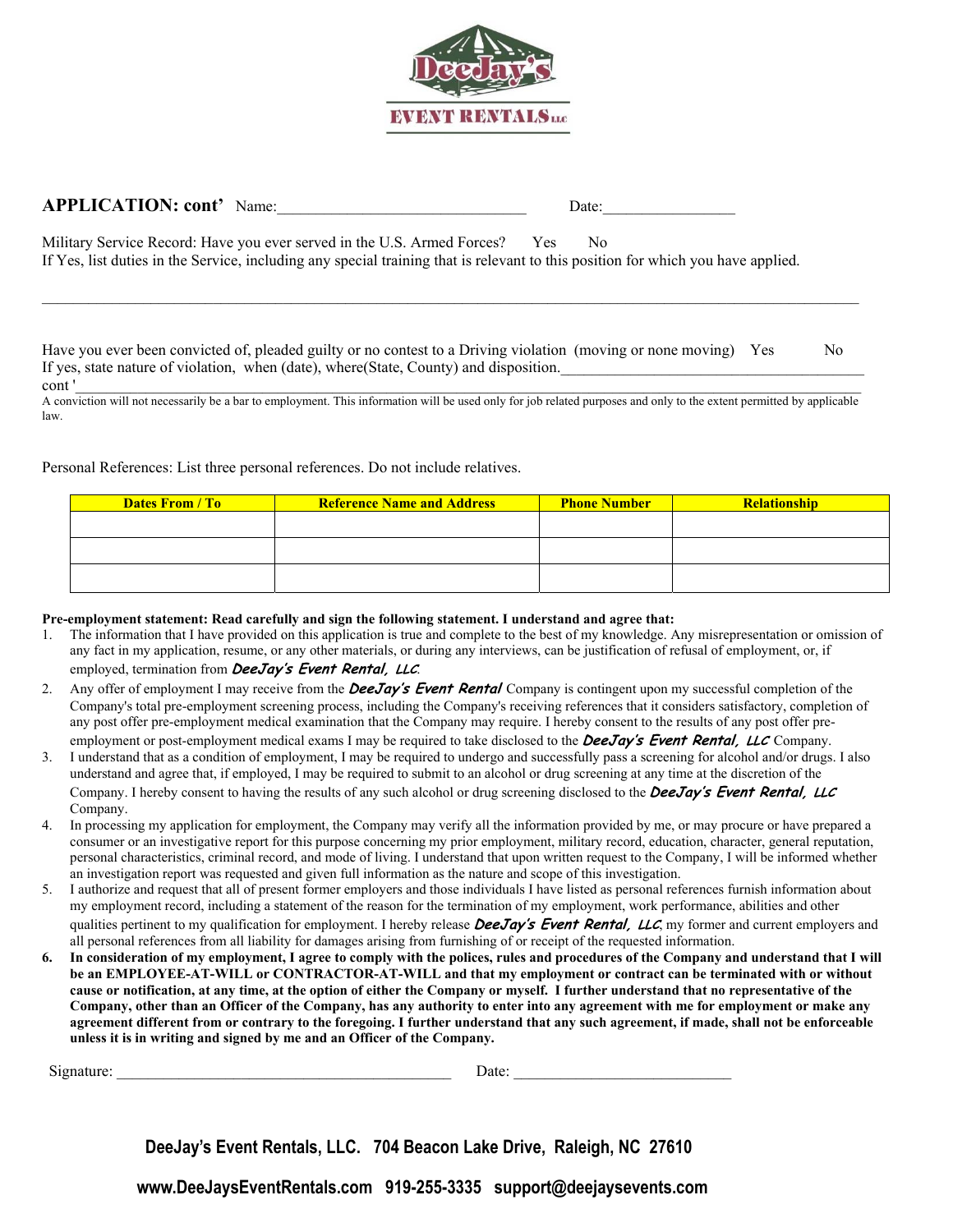**APPLICATION: cont'** Name:_______________________________ Date:_________________

Military Service Record: Have you ever served in the U.S. Armed Forces? Yes No

If Yes, list duties in the Service, including any special training that is relevant to this position for which you have applied.

_____________________________________________________________________________________________________

Have you ever been convicted of, pleaded guilty or no contest to a Driving violation (moving or none moving) Yes No

If yes, state nature of violation, when (date), where(State, County) and disposition.________________________________________

cont '_____________________________________________________________________________________________

A conviction will not necessarily be a bar to employment. This information will be used only for job related purposes and only to the extent permitted by applicable law.

Personal References: List three personal references. Do not include relatives.

| Dates From / To | Reference Name and Address | Phone Number | Relationship |
|---|---|---|---|
| | | | |
| | | | |
| | | | |

**Pre-employment statement: Read carefully and sign the following statement. I understand and agree that:**

1. The information that I have provided on this application is true and complete to the best of my knowledge. Any misrepresentation or omission of any fact in my application, resume, or any other materials, or during any interviews, can be justification of refusal of employment, or, if employed, termination from ***DeeJay's Event Rental, LLC***.
2. Any offer of employment I may receive from the ***DeeJay's Event Rental*** Company is contingent upon my successful completion of the Company's total pre-employment screening process, including the Company's receiving references that it considers satisfactory, completion of any post offer pre-employment medical examination that the Company may require. I hereby consent to the results of any post offer pre-employment or post-employment medical exams I may be required to take disclosed to the ***DeeJay's Event Rental, LLC*** Company.
3. I understand that as a condition of employment, I may be required to undergo and successfully pass a screening for alcohol and/or drugs. I also understand and agree that, if employed, I may be required to submit to an alcohol or drug screening at any time at the discretion of the Company. I hereby consent to having the results of any such alcohol or drug screening disclosed to the ***DeeJay's Event Rental, LLC*** Company.
4. In processing my application for employment, the Company may verify all the information provided by me, or may procure or have prepared a consumer or an investigative report for this purpose concerning my prior employment, military record, education, character, general reputation, personal characteristics, criminal record, and mode of living. I understand that upon written request to the Company, I will be informed whether an investigation report was requested and given full information as the nature and scope of this investigation.
5. I authorize and request that all of present former employers and those individuals I have listed as personal references furnish information about my employment record, including a statement of the reason for the termination of my employment, work performance, abilities and other qualities pertinent to my qualification for employment. I hereby release ***DeeJay's Event Rental, LLC***, my former and current employers and all personal references from all liability for damages arising from furnishing of or receipt of the requested information.
6. **In consideration of my employment, I agree to comply with the polices, rules and procedures of the Company and understand that I will be an EMPLOYEE-AT-WILL or CONTRACTOR-AT-WILL and that my employment or contract can be terminated with or without cause or notification, at any time, at the option of either the Company or myself. I further understand that no representative of the Company, other than an Officer of the Company, has any authority to enter into any agreement with me for employment or make any agreement different from or contrary to the foregoing. I further understand that any such agreement, if made, shall not be enforceable unless it is in writing and signed by me and an Officer of the Company.**

Signature: ____________________________________________ Date: ____________________________

**DeeJay's Event Rentals, LLC. 704 Beacon Lake Drive, Raleigh, NC 27610**

**www.DeeJaysEventRentals.com 919-255-3335 support@deejaysevents.com**